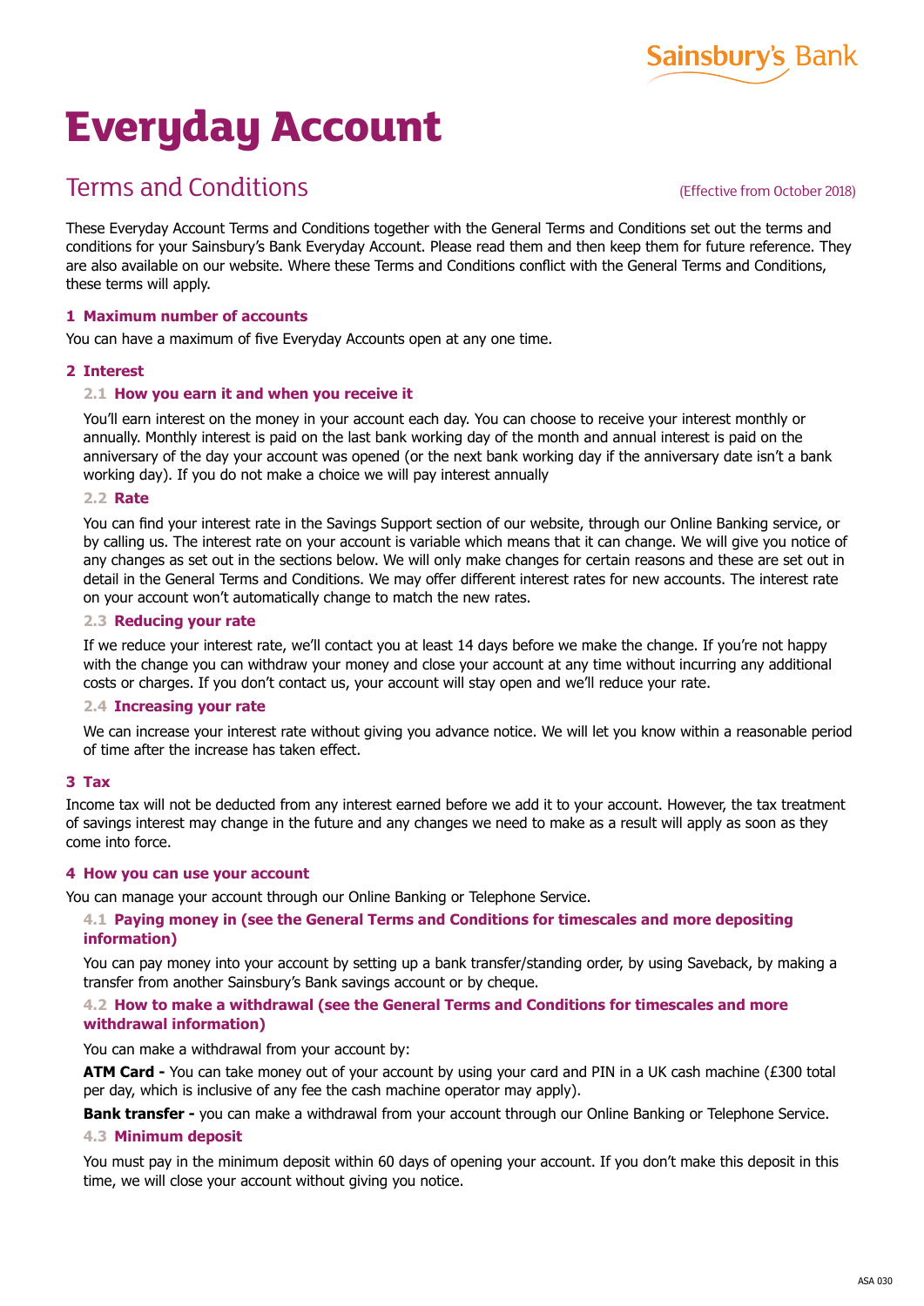Sainsbury's Bank

# Everyday Account

## Terms and Conditions

(Effective from October 2018)

These Everyday Account Terms and Conditions together with the General Terms and Conditions set out the terms and conditions for your Sainsbury's Bank Everyday Account. Please read them and then keep them for future reference. They are also available on our website. Where these Terms and Conditions conflict with the General Terms and Conditions, these terms will apply.

### 1 Maximum number of accounts

You can have a maximum of five Everyday Accounts open at any one time.

### 2 Interest

#### 2.1 How you earn it and when you receive it

You'll earn interest on the money in your account each day. You can choose to receive your interest monthly or annually. Monthly interest is paid on the last bank working day of the month and annual interest is paid on the anniversary of the day your account was opened (or the next bank working day if the anniversary date isn't a bank working day). If you do not make a choice we will pay interest annually

#### 2.2 Rate

You can find your interest rate in the Savings Support section of our website, through our Online Banking service, or by calling us. The interest rate on your account is variable which means that it can change. We will give you notice of any changes as set out in the sections below. We will only make changes for certain reasons and these are set out in detail in the General Terms and Conditions. We may offer different interest rates for new accounts. The interest rate on your account won't automatically change to match the new rates.

#### 2.3 Reducing your rate

If we reduce your interest rate, we'll contact you at least 14 days before we make the change. If you're not happy with the change you can withdraw your money and close your account at any time without incurring any additional costs or charges. If you don't contact us, your account will stay open and we'll reduce your rate.

#### 2.4 Increasing your rate

We can increase your interest rate without giving you advance notice. We will let you know within a reasonable period of time after the increase has taken effect.

### 3 Tax

Income tax will not be deducted from any interest earned before we add it to your account. However, the tax treatment of savings interest may change in the future and any changes we need to make as a result will apply as soon as they come into force.

### 4 How you can use your account

You can manage your account through our Online Banking or Telephone Service.

#### 4.1 Paying money in (see the General Terms and Conditions for timescales and more depositing information)

You can pay money into your account by setting up a bank transfer/standing order, by using Saveback, by making a transfer from another Sainsbury's Bank savings account or by cheque.

#### 4.2 How to make a withdrawal (see the General Terms and Conditions for timescales and more withdrawal information)

You can make a withdrawal from your account by:

**ATM Card -** You can take money out of your account by using your card and PIN in a UK cash machine (£300 total per day, which is inclusive of any fee the cash machine operator may apply).

**Bank transfer -** you can make a withdrawal from your account through our Online Banking or Telephone Service.

#### 4.3 Minimum deposit

You must pay in the minimum deposit within 60 days of opening your account. If you don't make this deposit in this time, we will close your account without giving you notice.

ASA 030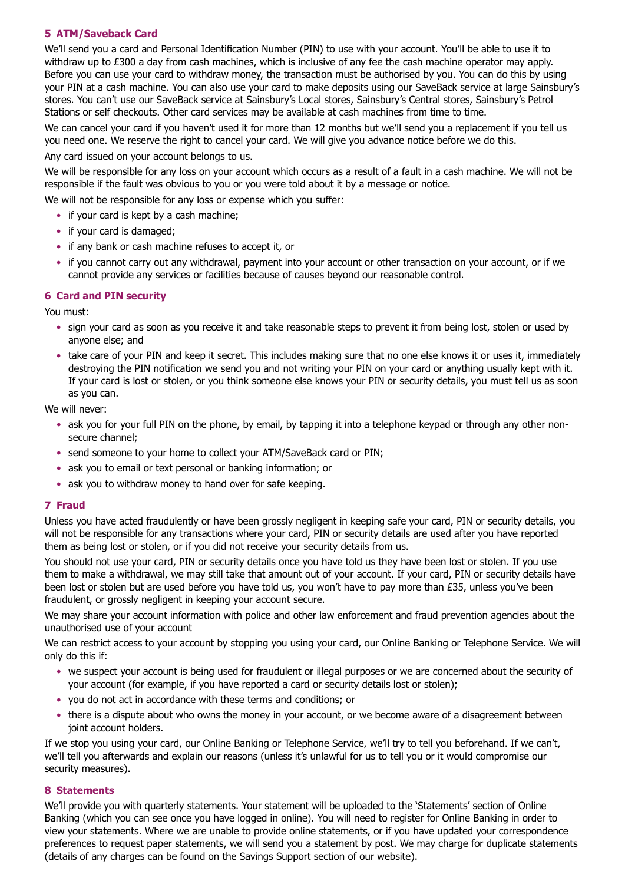## 5 ATM/Saveback Card

We'll send you a card and Personal Identification Number (PIN) to use with your account. You'll be able to use it to withdraw up to £300 a day from cash machines, which is inclusive of any fee the cash machine operator may apply. Before you can use your card to withdraw money, the transaction must be authorised by you. You can do this by using your PIN at a cash machine. You can also use your card to make deposits using our SaveBack service at large Sainsbury's stores. You can't use our SaveBack service at Sainsbury's Local stores, Sainsbury's Central stores, Sainsbury's Petrol Stations or self checkouts. Other card services may be available at cash machines from time to time.

We can cancel your card if you haven't used it for more than 12 months but we'll send you a replacement if you tell us you need one. We reserve the right to cancel your card. We will give you advance notice before we do this.

Any card issued on your account belongs to us.

We will be responsible for any loss on your account which occurs as a result of a fault in a cash machine. We will not be responsible if the fault was obvious to you or you were told about it by a message or notice.

We will not be responsible for any loss or expense which you suffer:

- if your card is kept by a cash machine;
- if your card is damaged;
- if any bank or cash machine refuses to accept it, or
- if you cannot carry out any withdrawal, payment into your account or other transaction on your account, or if we cannot provide any services or facilities because of causes beyond our reasonable control.

## 6 Card and PIN security

You must:

- sign your card as soon as you receive it and take reasonable steps to prevent it from being lost, stolen or used by anyone else; and
- take care of your PIN and keep it secret. This includes making sure that no one else knows it or uses it, immediately destroying the PIN notification we send you and not writing your PIN on your card or anything usually kept with it. If your card is lost or stolen, or you think someone else knows your PIN or security details, you must tell us as soon as you can.

We will never:

- ask you for your full PIN on the phone, by email, by tapping it into a telephone keypad or through any other non-secure channel;
- send someone to your home to collect your ATM/SaveBack card or PIN;
- ask you to email or text personal or banking information; or
- ask you to withdraw money to hand over for safe keeping.

## 7 Fraud

Unless you have acted fraudulently or have been grossly negligent in keeping safe your card, PIN or security details, you will not be responsible for any transactions where your card, PIN or security details are used after you have reported them as being lost or stolen, or if you did not receive your security details from us.

You should not use your card, PIN or security details once you have told us they have been lost or stolen. If you use them to make a withdrawal, we may still take that amount out of your account. If your card, PIN or security details have been lost or stolen but are used before you have told us, you won't have to pay more than £35, unless you've been fraudulent, or grossly negligent in keeping your account secure.

We may share your account information with police and other law enforcement and fraud prevention agencies about the unauthorised use of your account

We can restrict access to your account by stopping you using your card, our Online Banking or Telephone Service. We will only do this if:

- we suspect your account is being used for fraudulent or illegal purposes or we are concerned about the security of your account (for example, if you have reported a card or security details lost or stolen);
- you do not act in accordance with these terms and conditions; or
- there is a dispute about who owns the money in your account, or we become aware of a disagreement between joint account holders.

If we stop you using your card, our Online Banking or Telephone Service, we'll try to tell you beforehand. If we can't, we'll tell you afterwards and explain our reasons (unless it's unlawful for us to tell you or it would compromise our security measures).

## 8 Statements

We'll provide you with quarterly statements. Your statement will be uploaded to the 'Statements' section of Online Banking (which you can see once you have logged in online). You will need to register for Online Banking in order to view your statements. Where we are unable to provide online statements, or if you have updated your correspondence preferences to request paper statements, we will send you a statement by post. We may charge for duplicate statements (details of any charges can be found on the Savings Support section of our website).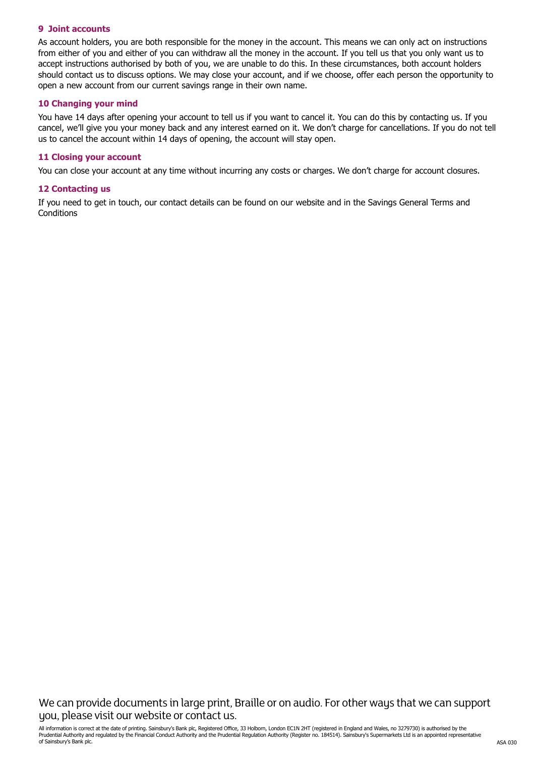## 9 Joint accounts

As account holders, you are both responsible for the money in the account. This means we can only act on instructions from either of you and either of you can withdraw all the money in the account. If you tell us that you only want us to accept instructions authorised by both of you, we are unable to do this. In these circumstances, both account holders should contact us to discuss options. We may close your account, and if we choose, offer each person the opportunity to open a new account from our current savings range in their own name.

## 10 Changing your mind

You have 14 days after opening your account to tell us if you want to cancel it. You can do this by contacting us. If you cancel, we'll give you your money back and any interest earned on it. We don't charge for cancellations. If you do not tell us to cancel the account within 14 days of opening, the account will stay open.

## 11 Closing your account

You can close your account at any time without incurring any costs or charges. We don't charge for account closures.

## 12 Contacting us

If you need to get in touch, our contact details can be found on our website and in the Savings General Terms and Conditions

We can provide documents in large print, Braille or on audio. For other ways that we can support you, please visit our website or contact us.

All information is correct at the date of printing. Sainsbury's Bank plc, Registered Office, 33 Holborn, London EC1N 2HT (registered in England and Wales, no 3279730) is authorised by the Prudential Authority and regulated by the Financial Conduct Authority and the Prudential Regulation Authority (Register no. 184514). Sainsbury's Supermarkets Ltd is an appointed representative of Sainsbury's Bank plc.

ASA 030